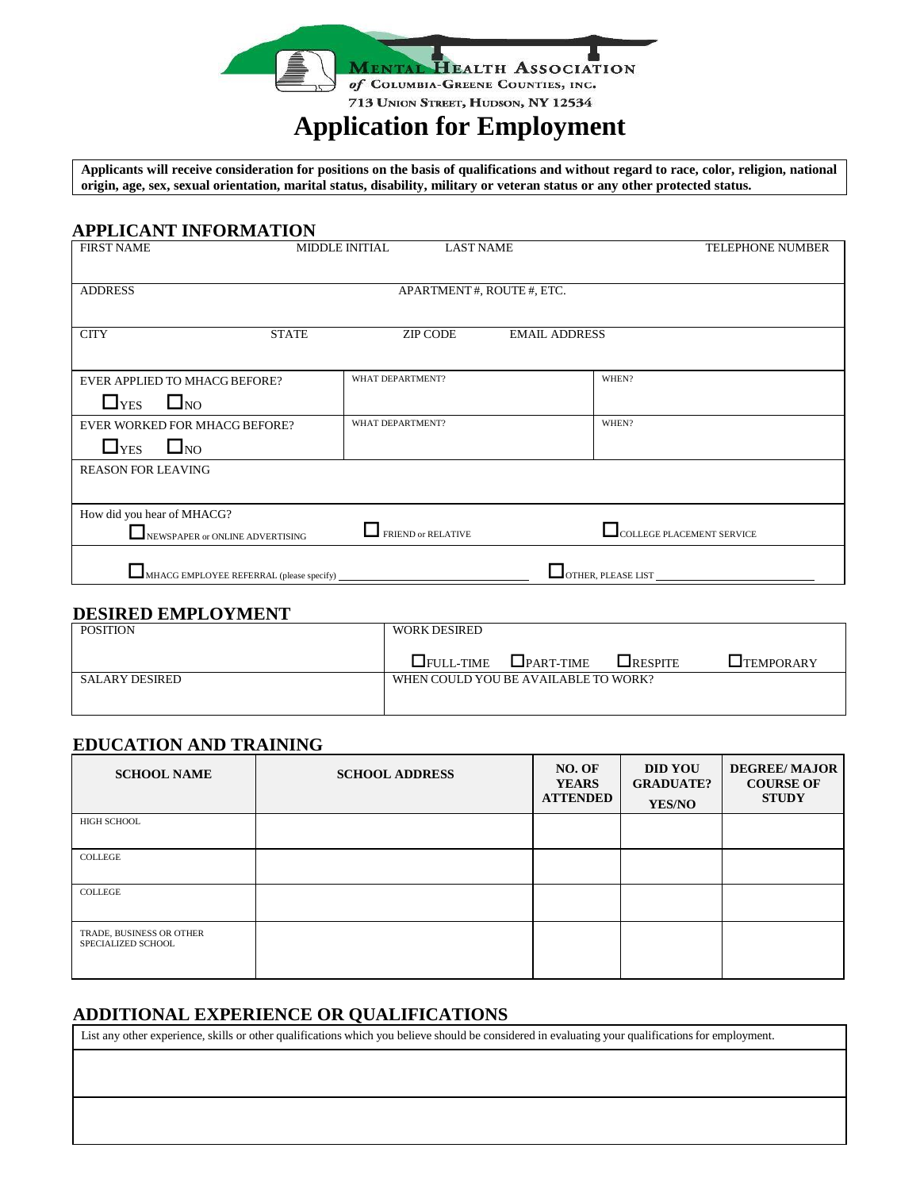**MENTAL HEALTH ASSOCIATION**
*of* COLUMBIA-GREENE COUNTIES, INC.
713 UNION STREET, HUDSON, NY 12534

# Application for Employment

**Applicants will receive consideration for positions on the basis of qualifications and without regard to race, color, religion, national origin, age, sex, sexual orientation, marital status, disability, military or veteran status or any other protected status.**

## APPLICANT INFORMATION

| FIRST NAME | MIDDLE INITIAL | LAST NAME | TELEPHONE NUMBER |
|---|---|---|---|
| | | | |

| ADDRESS | APARTMENT #, ROUTE #, ETC. |
|---|---|
| | |

| CITY | STATE | ZIP CODE | EMAIL ADDRESS |
|---|---|---|---|
| | | | |

| | | |
|---|---|---|
| EVER APPLIED TO MHACG BEFORE? ☐ YES ☐ NO | WHAT DEPARTMENT? | WHEN? |
| EVER WORKED FOR MHACG BEFORE? ☐ YES ☐ NO | WHAT DEPARTMENT? | WHEN? |

REASON FOR LEAVING

How did you hear of MHACG?

☐ NEWSPAPER or ONLINE ADVERTISING ☐ FRIEND or RELATIVE ☐ COLLEGE PLACEMENT SERVICE

☐ MHACG EMPLOYEE REFERRAL (please specify) ________________ ☐ OTHER, PLEASE LIST ________________

## DESIRED EMPLOYMENT

| POSITION | WORK DESIRED ☐ FULL-TIME ☐ PART-TIME ☐ RESPITE ☐ TEMPORARY |
|---|---|
| SALARY DESIRED | WHEN COULD YOU BE AVAILABLE TO WORK? |

## EDUCATION AND TRAINING

| SCHOOL NAME | SCHOOL ADDRESS | NO. OF YEARS ATTENDED | DID YOU GRADUATE? YES/NO | DEGREE/ MAJOR COURSE OF STUDY |
|---|---|---|---|---|
| HIGH SCHOOL | | | | |
| COLLEGE | | | | |
| COLLEGE | | | | |
| TRADE, BUSINESS OR OTHER SPECIALIZED SCHOOL | | | | |

## ADDITIONAL EXPERIENCE OR QUALIFICATIONS

List any other experience, skills or other qualifications which you believe should be considered in evaluating your qualifications for employment.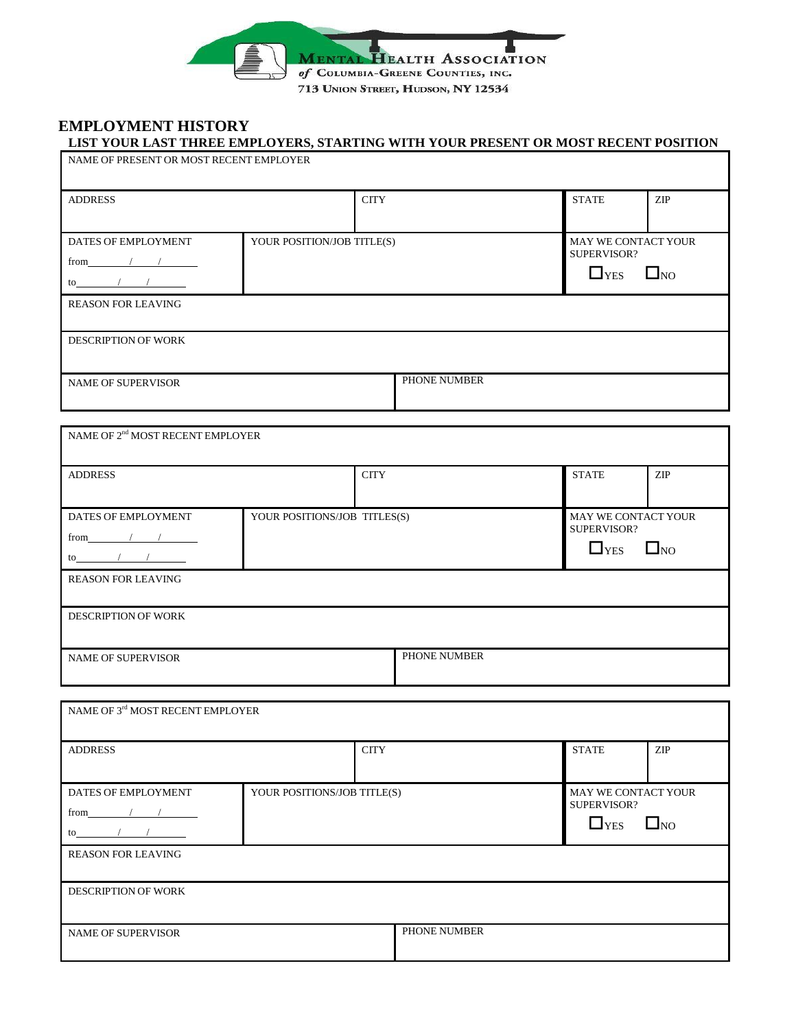MENTAL HEALTH ASSOCIATION
*of* COLUMBIA-GREENE COUNTIES, INC.
713 UNION STREET, HUDSON, NY 12534

## EMPLOYMENT HISTORY

**LIST YOUR LAST THREE EMPLOYERS, STARTING WITH YOUR PRESENT OR MOST RECENT POSITION**

| NAME OF PRESENT OR MOST RECENT EMPLOYER | | | |
|---|---|---|---|
| ADDRESS | CITY | STATE | ZIP |
| DATES OF EMPLOYMENT<br>from\_\_\_\_/\_\_\_\_/\_\_\_\_<br>to\_\_\_\_/\_\_\_\_/\_\_\_\_ | YOUR POSITION/JOB TITLE(S) | MAY WE CONTACT YOUR SUPERVISOR?<br>☐ YES ☐ NO | |
| REASON FOR LEAVING | | | |
| DESCRIPTION OF WORK | | | |
| NAME OF SUPERVISOR | PHONE NUMBER | | |

| NAME OF 2nd MOST RECENT EMPLOYER | | | |
|---|---|---|---|
| ADDRESS | CITY | STATE | ZIP |
| DATES OF EMPLOYMENT<br>from\_\_\_\_/\_\_\_\_/\_\_\_\_<br>to\_\_\_\_/\_\_\_\_/\_\_\_\_ | YOUR POSITIONS/JOB TITLES(S) | MAY WE CONTACT YOUR SUPERVISOR?<br>☐ YES ☐ NO | |
| REASON FOR LEAVING | | | |
| DESCRIPTION OF WORK | | | |
| NAME OF SUPERVISOR | PHONE NUMBER | | |

| NAME OF 3rd MOST RECENT EMPLOYER | | | |
|---|---|---|---|
| ADDRESS | CITY | STATE | ZIP |
| DATES OF EMPLOYMENT<br>from\_\_\_\_/\_\_\_\_/\_\_\_\_<br>to\_\_\_\_/\_\_\_\_/\_\_\_\_ | YOUR POSITIONS/JOB TITLE(S) | MAY WE CONTACT YOUR SUPERVISOR?<br>☐ YES ☐ NO | |
| REASON FOR LEAVING | | | |
| DESCRIPTION OF WORK | | | |
| NAME OF SUPERVISOR | PHONE NUMBER | | |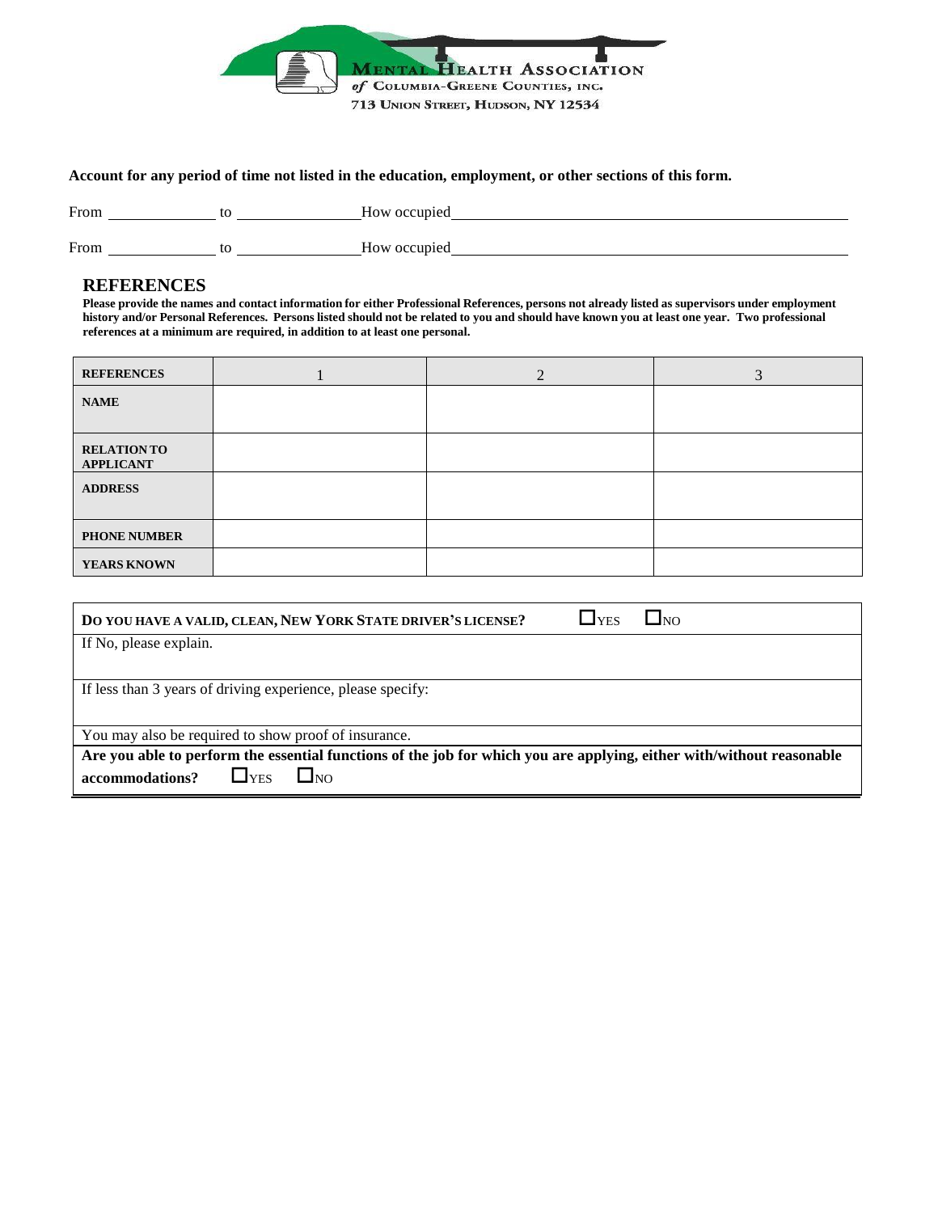**MENTAL HEALTH ASSOCIATION**
*of* COLUMBIA-GREENE COUNTIES, INC.
713 UNION STREET, HUDSON, NY 12534

**Account for any period of time not listed in the education, employment, or other sections of this form.**

From ______________ to ________________ How occupied ______________________________________________________

From ______________ to ________________ How occupied ______________________________________________________

## REFERENCES

**Please provide the names and contact information for either Professional References, persons not already listed as supervisors under employment history and/or Personal References. Persons listed should not be related to you and should have known you at least one year. Two professional references at a minimum are required, in addition to at least one personal.**

| REFERENCES | 1 | 2 | 3 |
|---|---|---|---|
| **NAME** | | | |
| **RELATION TO APPLICANT** | | | |
| **ADDRESS** | | | |
| **PHONE NUMBER** | | | |
| **YEARS KNOWN** | | | |

| **DO YOU HAVE A VALID, CLEAN, NEW YORK STATE DRIVER'S LICENSE?** ☐ YES ☐ NO |
|---|
| If No, please explain. |
| If less than 3 years of driving experience, please specify: |
| You may also be required to show proof of insurance. |
| **Are you able to perform the essential functions of the job for which you are applying, either with/without reasonable accommodations?** ☐ YES ☐ NO |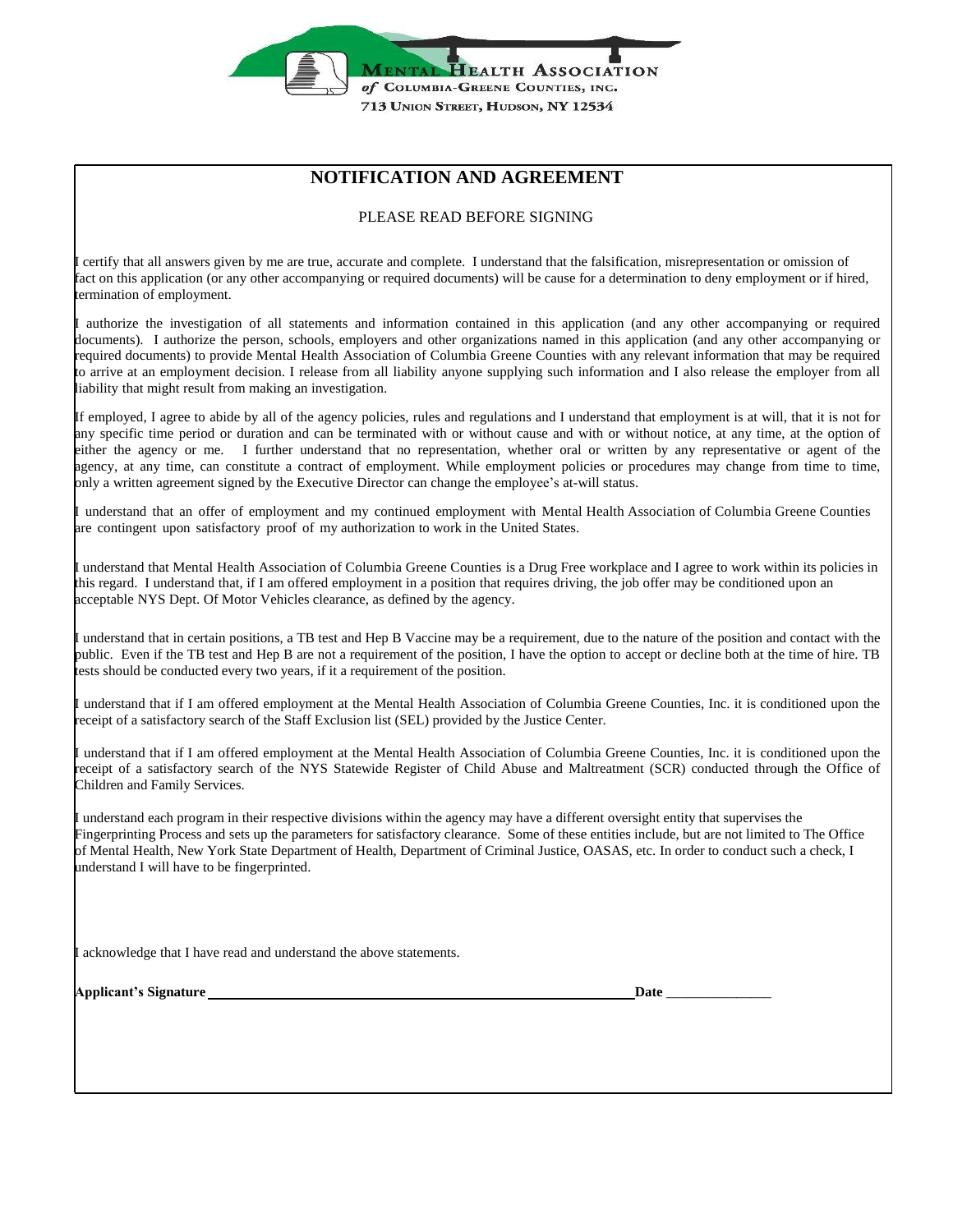MENTAL HEALTH ASSOCIATION
*of* COLUMBIA-GREENE COUNTIES, INC.
713 UNION STREET, HUDSON, NY 12534

# NOTIFICATION AND AGREEMENT

PLEASE READ BEFORE SIGNING

I certify that all answers given by me are true, accurate and complete. I understand that the falsification, misrepresentation or omission of fact on this application (or any other accompanying or required documents) will be cause for a determination to deny employment or if hired, termination of employment.

I authorize the investigation of all statements and information contained in this application (and any other accompanying or required documents). I authorize the person, schools, employers and other organizations named in this application (and any other accompanying or required documents) to provide Mental Health Association of Columbia Greene Counties with any relevant information that may be required to arrive at an employment decision. I release from all liability anyone supplying such information and I also release the employer from all liability that might result from making an investigation.

If employed, I agree to abide by all of the agency policies, rules and regulations and I understand that employment is at will, that it is not for any specific time period or duration and can be terminated with or without cause and with or without notice, at any time, at the option of either the agency or me. I further understand that no representation, whether oral or written by any representative or agent of the agency, at any time, can constitute a contract of employment. While employment policies or procedures may change from time to time, only a written agreement signed by the Executive Director can change the employee's at-will status.

I understand that an offer of employment and my continued employment with Mental Health Association of Columbia Greene Counties are contingent upon satisfactory proof of my authorization to work in the United States.

I understand that Mental Health Association of Columbia Greene Counties is a Drug Free workplace and I agree to work within its policies in this regard. I understand that, if I am offered employment in a position that requires driving, the job offer may be conditioned upon an acceptable NYS Dept. Of Motor Vehicles clearance, as defined by the agency.

I understand that in certain positions, a TB test and Hep B Vaccine may be a requirement, due to the nature of the position and contact with the public. Even if the TB test and Hep B are not a requirement of the position, I have the option to accept or decline both at the time of hire. TB tests should be conducted every two years, if it a requirement of the position.

I understand that if I am offered employment at the Mental Health Association of Columbia Greene Counties, Inc. it is conditioned upon the receipt of a satisfactory search of the Staff Exclusion list (SEL) provided by the Justice Center.

I understand that if I am offered employment at the Mental Health Association of Columbia Greene Counties, Inc. it is conditioned upon the receipt of a satisfactory search of the NYS Statewide Register of Child Abuse and Maltreatment (SCR) conducted through the Office of Children and Family Services.

I understand each program in their respective divisions within the agency may have a different oversight entity that supervises the Fingerprinting Process and sets up the parameters for satisfactory clearance. Some of these entities include, but are not limited to The Office of Mental Health, New York State Department of Health, Department of Criminal Justice, OASAS, etc. In order to conduct such a check, I understand I will have to be fingerprinted.

I acknowledge that I have read and understand the above statements.

**Applicant's Signature** ______________________________ **Date** _______________